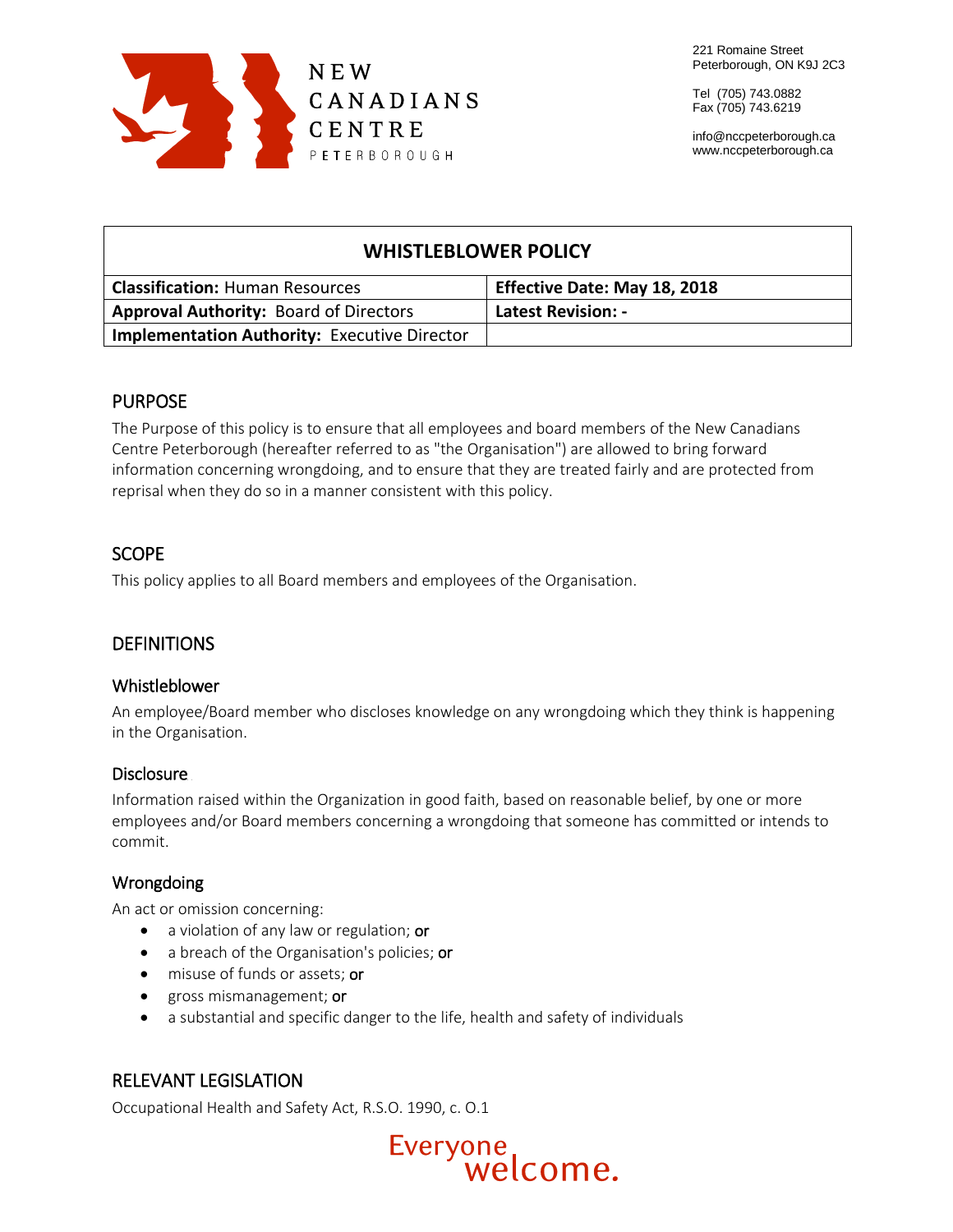NEW CANADIANS CENTRE PETERBOROUGH

221 Romaine Street
Peterborough, ON K9J 2C3

Tel (705) 743.0882
Fax (705) 743.6219

info@nccpeterborough.ca
www.nccpeterborough.ca

| WHISTLEBLOWER POLICY | |
|---|---|
| **Classification:** Human Resources | **Effective Date: May 18, 2018** |
| **Approval Authority:** Board of Directors | **Latest Revision: -** |
| **Implementation Authority:** Executive Director | |

## PURPOSE

The Purpose of this policy is to ensure that all employees and board members of the New Canadians Centre Peterborough (hereafter referred to as "the Organisation") are allowed to bring forward information concerning wrongdoing, and to ensure that they are treated fairly and are protected from reprisal when they do so in a manner consistent with this policy.

## SCOPE

This policy applies to all Board members and employees of the Organisation.

## DEFINITIONS

### Whistleblower

An employee/Board member who discloses knowledge on any wrongdoing which they think is happening in the Organisation.

### Disclosure

Information raised within the Organization in good faith, based on reasonable belief, by one or more employees and/or Board members concerning a wrongdoing that someone has committed or intends to commit.

### Wrongdoing

An act or omission concerning:

- a violation of any law or regulation; **or**
- a breach of the Organisation's policies; **or**
- misuse of funds or assets; **or**
- gross mismanagement; **or**
- a substantial and specific danger to the life, health and safety of individuals

## RELEVANT LEGISLATION

Occupational Health and Safety Act, R.S.O. 1990, c. O.1

Everyone welcome.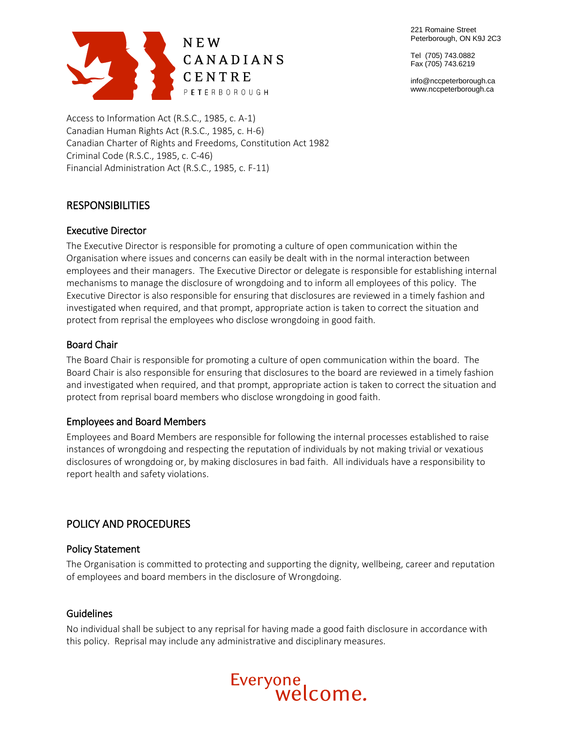Access to Information Act (R.S.C., 1985, c. A-1)
Canadian Human Rights Act (R.S.C., 1985, c. H-6)
Canadian Charter of Rights and Freedoms, Constitution Act 1982
Criminal Code (R.S.C., 1985, c. C-46)
Financial Administration Act (R.S.C., 1985, c. F-11)

## RESPONSIBILITIES

### Executive Director

The Executive Director is responsible for promoting a culture of open communication within the Organisation where issues and concerns can easily be dealt with in the normal interaction between employees and their managers. The Executive Director or delegate is responsible for establishing internal mechanisms to manage the disclosure of wrongdoing and to inform all employees of this policy. The Executive Director is also responsible for ensuring that disclosures are reviewed in a timely fashion and investigated when required, and that prompt, appropriate action is taken to correct the situation and protect from reprisal the employees who disclose wrongdoing in good faith.

### Board Chair

The Board Chair is responsible for promoting a culture of open communication within the board. The Board Chair is also responsible for ensuring that disclosures to the board are reviewed in a timely fashion and investigated when required, and that prompt, appropriate action is taken to correct the situation and protect from reprisal board members who disclose wrongdoing in good faith.

### Employees and Board Members

Employees and Board Members are responsible for following the internal processes established to raise instances of wrongdoing and respecting the reputation of individuals by not making trivial or vexatious disclosures of wrongdoing or, by making disclosures in bad faith. All individuals have a responsibility to report health and safety violations.

## POLICY AND PROCEDURES

### Policy Statement

The Organisation is committed to protecting and supporting the dignity, wellbeing, career and reputation of employees and board members in the disclosure of Wrongdoing.

### Guidelines

No individual shall be subject to any reprisal for having made a good faith disclosure in accordance with this policy. Reprisal may include any administrative and disciplinary measures.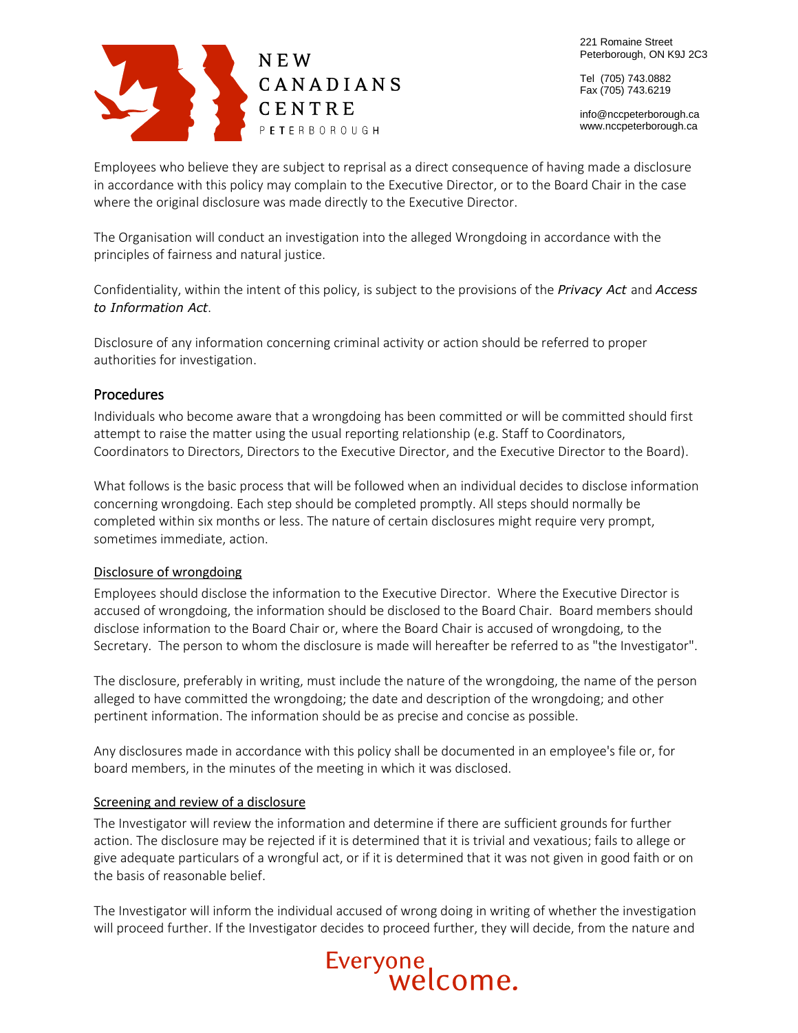Employees who believe they are subject to reprisal as a direct consequence of having made a disclosure in accordance with this policy may complain to the Executive Director, or to the Board Chair in the case where the original disclosure was made directly to the Executive Director.

The Organisation will conduct an investigation into the alleged Wrongdoing in accordance with the principles of fairness and natural justice.

Confidentiality, within the intent of this policy, is subject to the provisions of the *Privacy Act* and *Access to Information Act*.

Disclosure of any information concerning criminal activity or action should be referred to proper authorities for investigation.

## Procedures

Individuals who become aware that a wrongdoing has been committed or will be committed should first attempt to raise the matter using the usual reporting relationship (e.g. Staff to Coordinators, Coordinators to Directors, Directors to the Executive Director, and the Executive Director to the Board).

What follows is the basic process that will be followed when an individual decides to disclose information concerning wrongdoing. Each step should be completed promptly. All steps should normally be completed within six months or less. The nature of certain disclosures might require very prompt, sometimes immediate, action.

### Disclosure of wrongdoing

Employees should disclose the information to the Executive Director. Where the Executive Director is accused of wrongdoing, the information should be disclosed to the Board Chair. Board members should disclose information to the Board Chair or, where the Board Chair is accused of wrongdoing, to the Secretary. The person to whom the disclosure is made will hereafter be referred to as "the Investigator".

The disclosure, preferably in writing, must include the nature of the wrongdoing, the name of the person alleged to have committed the wrongdoing; the date and description of the wrongdoing; and other pertinent information. The information should be as precise and concise as possible.

Any disclosures made in accordance with this policy shall be documented in an employee's file or, for board members, in the minutes of the meeting in which it was disclosed.

### Screening and review of a disclosure

The Investigator will review the information and determine if there are sufficient grounds for further action. The disclosure may be rejected if it is determined that it is trivial and vexatious; fails to allege or give adequate particulars of a wrongful act, or if it is determined that it was not given in good faith or on the basis of reasonable belief.

The Investigator will inform the individual accused of wrong doing in writing of whether the investigation will proceed further. If the Investigator decides to proceed further, they will decide, from the nature and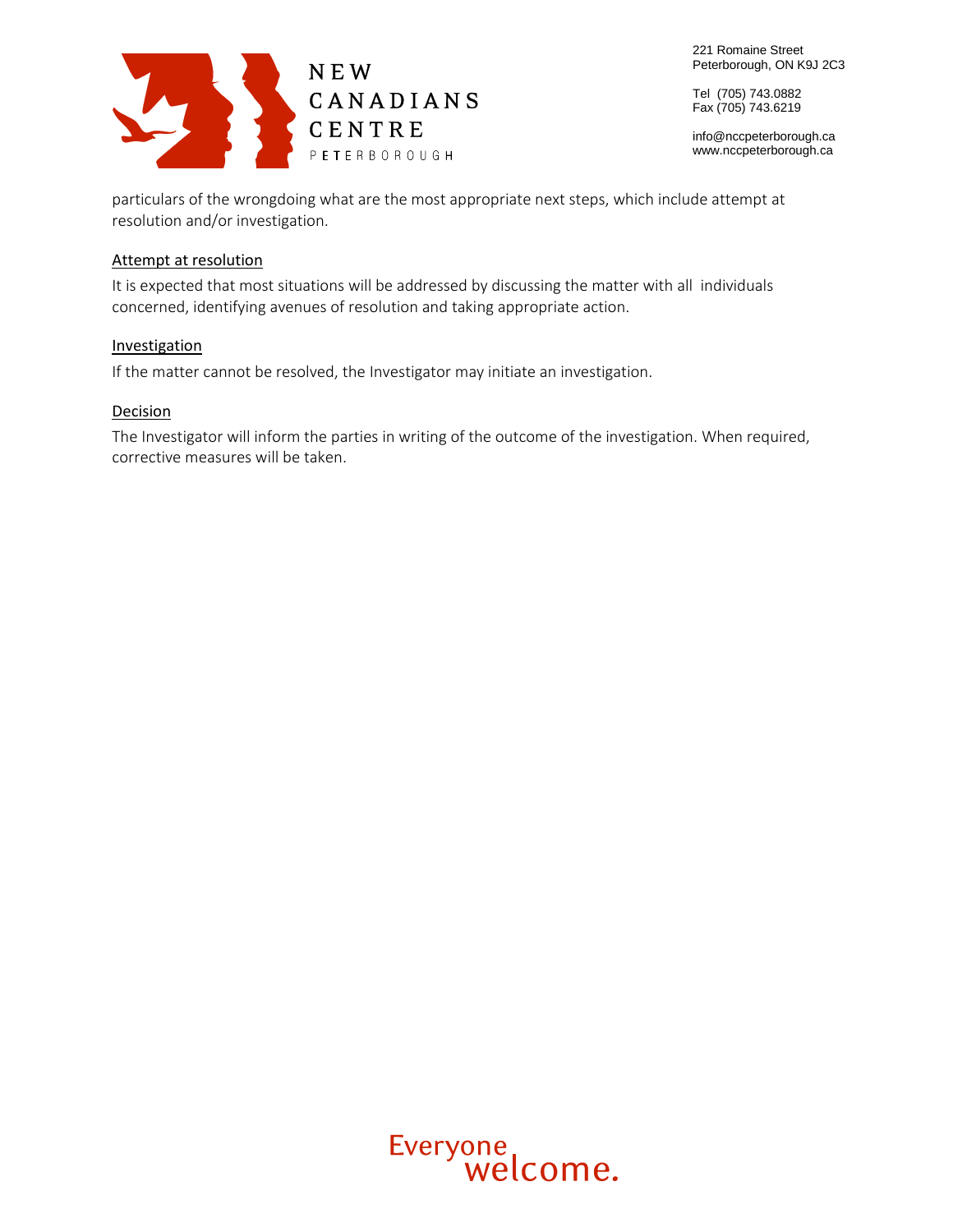particulars of the wrongdoing what are the most appropriate next steps, which include attempt at resolution and/or investigation.

<u>Attempt at resolution</u>

It is expected that most situations will be addressed by discussing the matter with all individuals concerned, identifying avenues of resolution and taking appropriate action.

<u>Investigation</u>

If the matter cannot be resolved, the Investigator may initiate an investigation.

<u>Decision</u>

The Investigator will inform the parties in writing of the outcome of the investigation. When required, corrective measures will be taken.